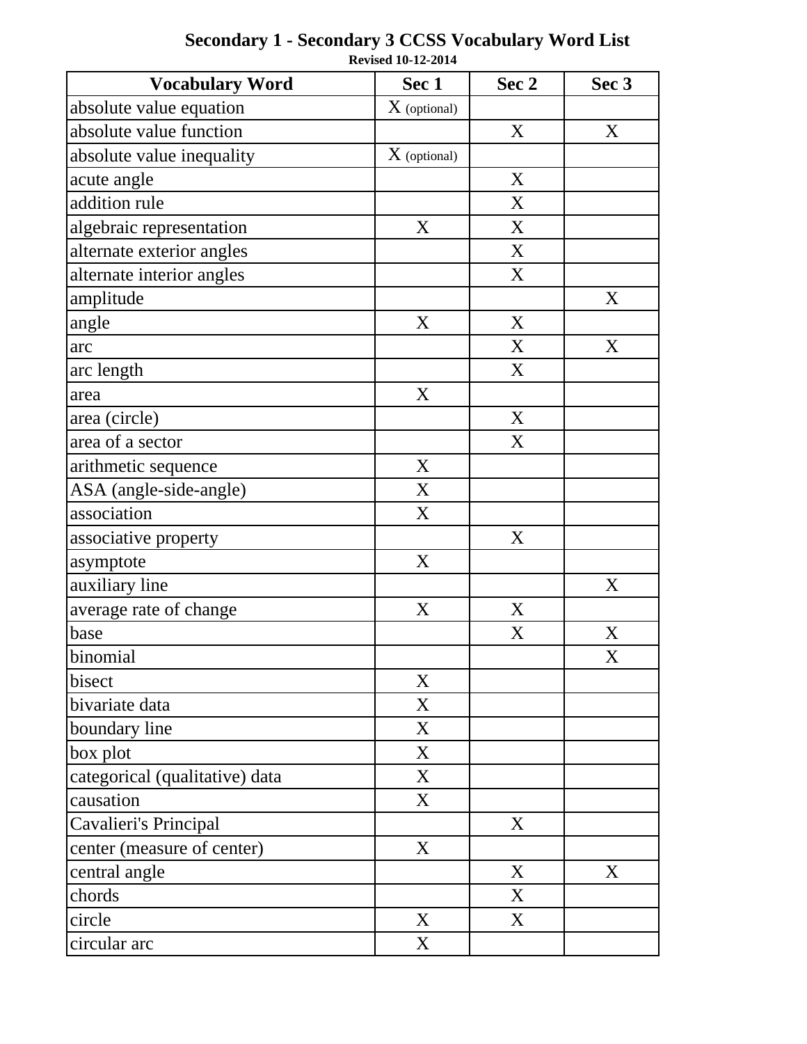# Secondary 1 - Secondary 3 CCSS Vocabulary Word List

**Revised 10-12-2014**

| Vocabulary Word | Sec 1 | Sec 2 | Sec 3 |
|---|---|---|---|
| absolute value equation | X (optional) | | |
| absolute value function | | X | X |
| absolute value inequality | X (optional) | | |
| acute angle | | X | |
| addition rule | | X | |
| algebraic representation | X | X | |
| alternate exterior angles | | X | |
| alternate interior angles | | X | |
| amplitude | | | X |
| angle | X | X | |
| arc | | X | X |
| arc length | | X | |
| area | X | | |
| area (circle) | | X | |
| area of a sector | | X | |
| arithmetic sequence | X | | |
| ASA (angle-side-angle) | X | | |
| association | X | | |
| associative property | | X | |
| asymptote | X | | |
| auxiliary line | | | X |
| average rate of change | X | X | |
| base | | X | X |
| binomial | | | X |
| bisect | X | | |
| bivariate data | X | | |
| boundary line | X | | |
| box plot | X | | |
| categorical (qualitative) data | X | | |
| causation | X | | |
| Cavalieri's Principal | | X | |
| center (measure of center) | X | | |
| central angle | | X | X |
| chords | | X | |
| circle | X | X | |
| circular arc | X | | |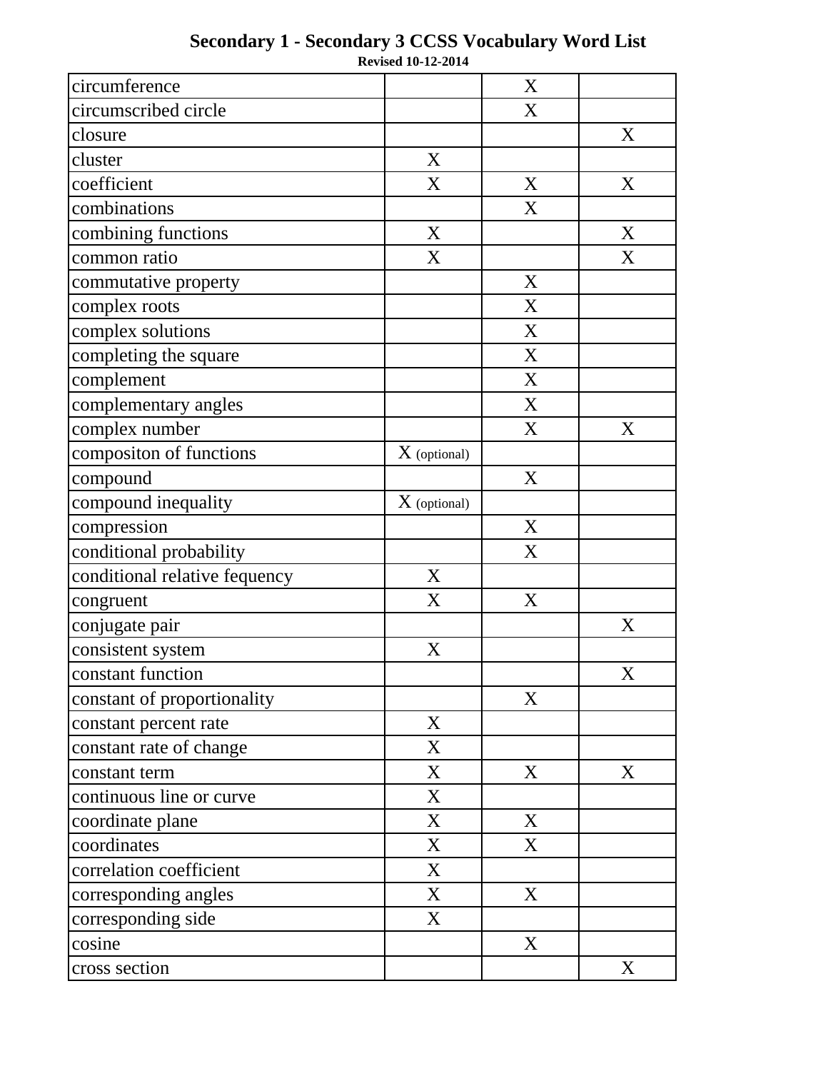# Secondary 1 - Secondary 3 CCSS Vocabulary Word List

**Revised 10-12-2014**

| | | | |
|---|---|---|---|
| circumference | | X | |
| circumscribed circle | | X | |
| closure | | | X |
| cluster | X | | |
| coefficient | X | X | X |
| combinations | | X | |
| combining functions | X | | X |
| common ratio | X | | X |
| commutative property | | X | |
| complex roots | | X | |
| complex solutions | | X | |
| completing the square | | X | |
| complement | | X | |
| complementary angles | | X | |
| complex number | | X | X |
| compositon of functions | X (optional) | | |
| compound | | X | |
| compound inequality | X (optional) | | |
| compression | | X | |
| conditional probability | | X | |
| conditional relative fequency | X | | |
| congruent | X | X | |
| conjugate pair | | | X |
| consistent system | X | | |
| constant function | | | X |
| constant of proportionality | | X | |
| constant percent rate | X | | |
| constant rate of change | X | | |
| constant term | X | X | X |
| continuous line or curve | X | | |
| coordinate plane | X | X | |
| coordinates | X | X | |
| correlation coefficient | X | | |
| corresponding angles | X | X | |
| corresponding side | X | | |
| cosine | | X | |
| cross section | | | X |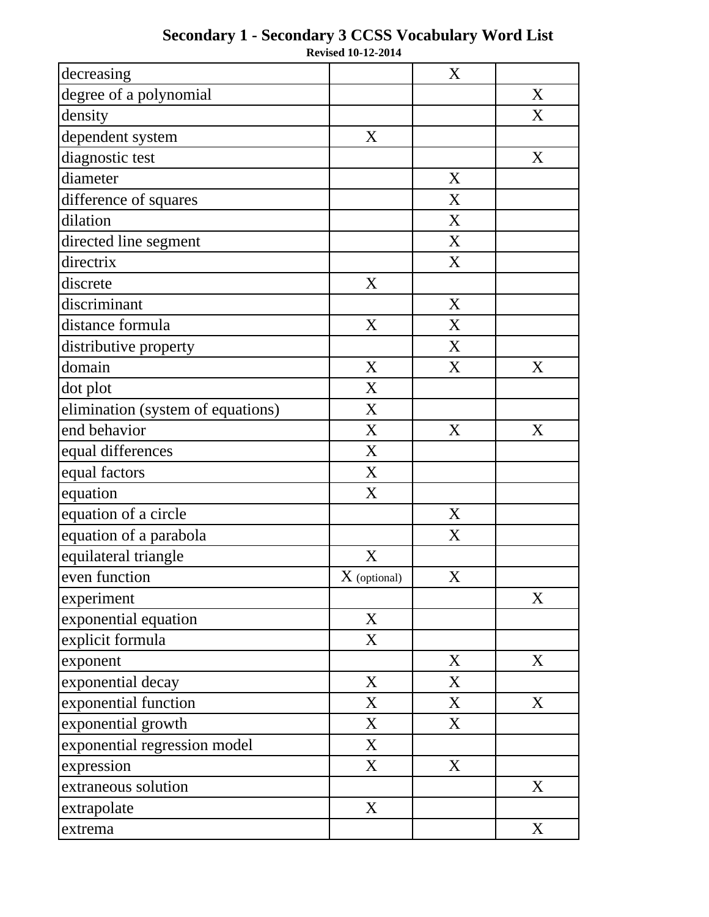# Secondary 1 - Secondary 3 CCSS Vocabulary Word List

**Revised 10-12-2014**

| | | | |
|---|---|---|---|
| decreasing | | X | |
| degree of a polynomial | | | X |
| density | | | X |
| dependent system | X | | |
| diagnostic test | | | X |
| diameter | | X | |
| difference of squares | | X | |
| dilation | | X | |
| directed line segment | | X | |
| directrix | | X | |
| discrete | X | | |
| discriminant | | X | |
| distance formula | X | X | |
| distributive property | | X | |
| domain | X | X | X |
| dot plot | X | | |
| elimination (system of equations) | X | | |
| end behavior | X | X | X |
| equal differences | X | | |
| equal factors | X | | |
| equation | X | | |
| equation of a circle | | X | |
| equation of a parabola | | X | |
| equilateral triangle | X | | |
| even function | X (optional) | X | |
| experiment | | | X |
| exponential equation | X | | |
| explicit formula | X | | |
| exponent | | X | X |
| exponential decay | X | X | |
| exponential function | X | X | X |
| exponential growth | X | X | |
| exponential regression model | X | | |
| expression | X | X | |
| extraneous solution | | | X |
| extrapolate | X | | |
| extrema | | | X |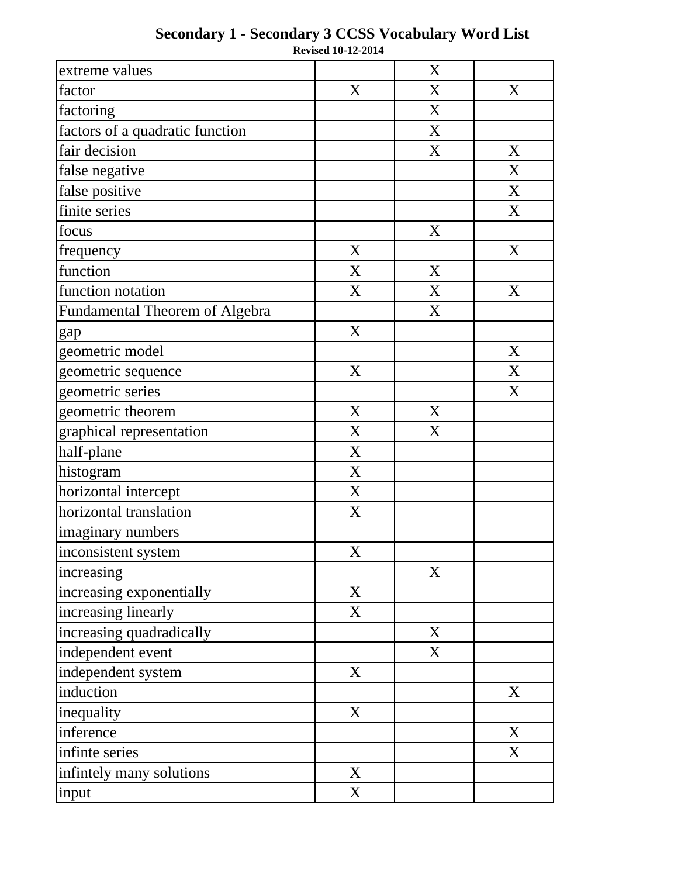**Secondary 1 - Secondary 3 CCSS Vocabulary Word List**

**Revised 10-12-2014**

| | | | |
|---|---|---|---|
| extreme values | | X | |
| factor | X | X | X |
| factoring | | X | |
| factors of a quadratic function | | X | |
| fair decision | | X | X |
| false negative | | | X |
| false positive | | | X |
| finite series | | | X |
| focus | | X | |
| frequency | X | | X |
| function | X | X | |
| function notation | X | X | X |
| Fundamental Theorem of Algebra | | X | |
| gap | X | | |
| geometric model | | | X |
| geometric sequence | X | | X |
| geometric series | | | X |
| geometric theorem | X | X | |
| graphical representation | X | X | |
| half-plane | X | | |
| histogram | X | | |
| horizontal intercept | X | | |
| horizontal translation | X | | |
| imaginary numbers | | | |
| inconsistent system | X | | |
| increasing | | X | |
| increasing exponentially | X | | |
| increasing linearly | X | | |
| increasing quadradically | | X | |
| independent event | | X | |
| independent system | X | | |
| induction | | | X |
| inequality | X | | |
| inference | | | X |
| infinte series | | | X |
| infintely many solutions | X | | |
| input | X | | |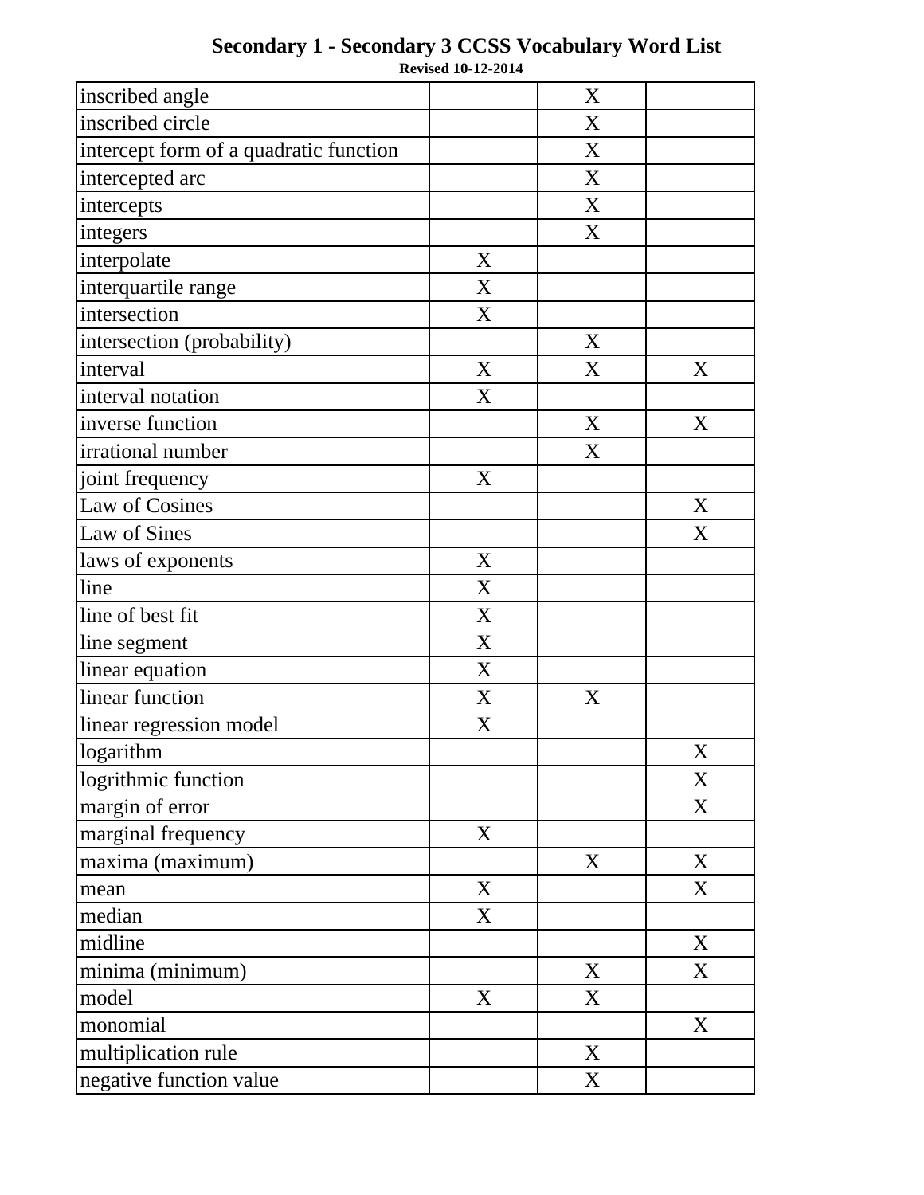# Secondary 1 - Secondary 3 CCSS Vocabulary Word List

**Revised 10-12-2014**

| | | | |
|---|---|---|---|
| inscribed angle | | X | |
| inscribed circle | | X | |
| intercept form of a quadratic function | | X | |
| intercepted arc | | X | |
| intercepts | | X | |
| integers | | X | |
| interpolate | X | | |
| interquartile range | X | | |
| intersection | X | | |
| intersection (probability) | | X | |
| interval | X | X | X |
| interval notation | X | | |
| inverse function | | X | X |
| irrational number | | X | |
| joint frequency | X | | |
| Law of Cosines | | | X |
| Law of Sines | | | X |
| laws of exponents | X | | |
| line | X | | |
| line of best fit | X | | |
| line segment | X | | |
| linear equation | X | | |
| linear function | X | X | |
| linear regression model | X | | |
| logarithm | | | X |
| logrithmic function | | | X |
| margin of error | | | X |
| marginal frequency | X | | |
| maxima (maximum) | | X | X |
| mean | X | | X |
| median | X | | |
| midline | | | X |
| minima (minimum) | | X | X |
| model | X | X | |
| monomial | | | X |
| multiplication rule | | X | |
| negative function value | | X | |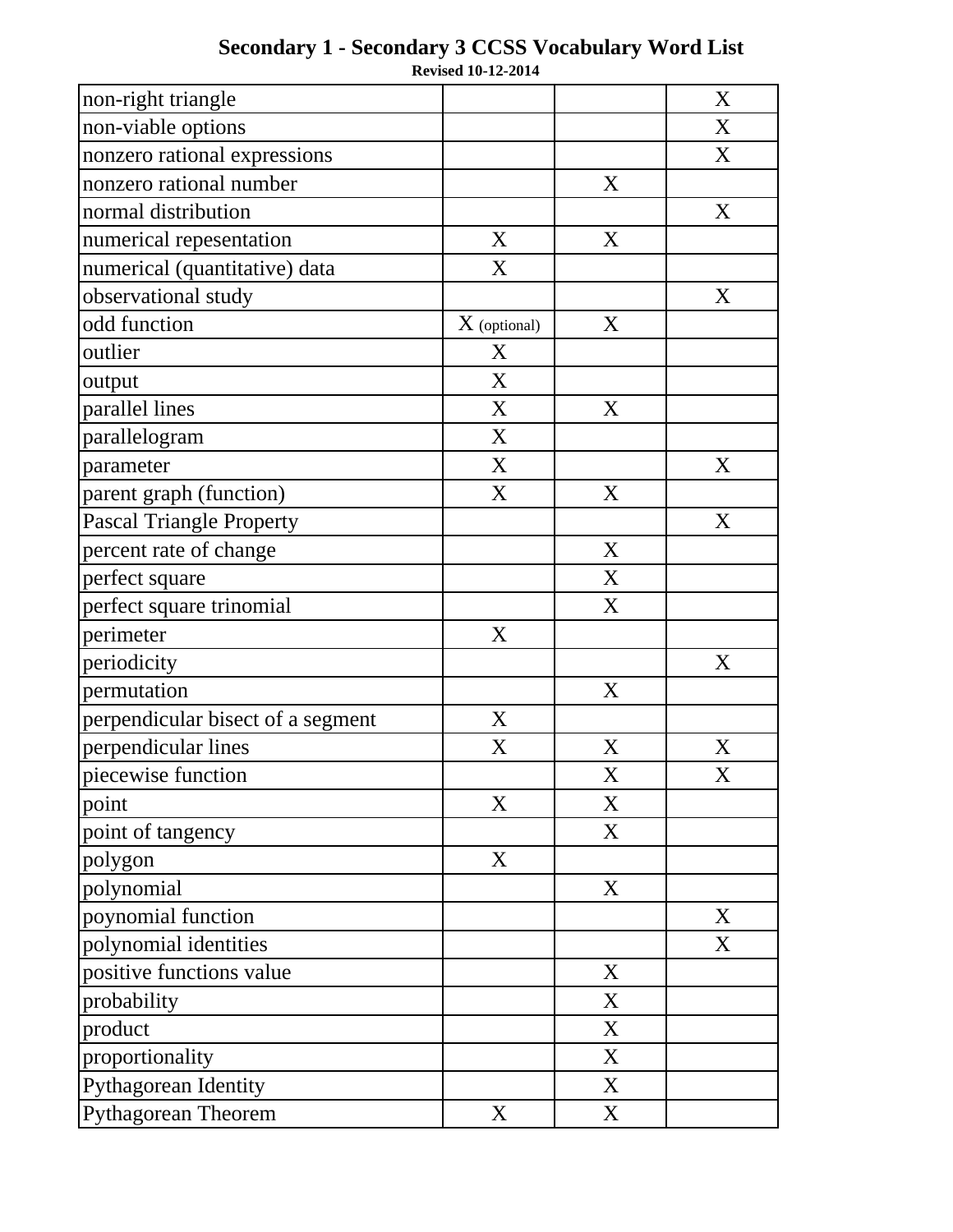## Secondary 1 - Secondary 3 CCSS Vocabulary Word List

**Revised 10-12-2014**

| | | | |
|---|---|---|---|
| non-right triangle | | | X |
| non-viable options | | | X |
| nonzero rational expressions | | | X |
| nonzero rational number | | X | |
| normal distribution | | | X |
| numerical repesentation | X | X | |
| numerical (quantitative) data | X | | |
| observational study | | | X |
| odd function | X (optional) | X | |
| outlier | X | | |
| output | X | | |
| parallel lines | X | X | |
| parallelogram | X | | |
| parameter | X | | X |
| parent graph (function) | X | X | |
| Pascal Triangle Property | | | X |
| percent rate of change | | X | |
| perfect square | | X | |
| perfect square trinomial | | X | |
| perimeter | X | | |
| periodicity | | | X |
| permutation | | X | |
| perpendicular bisect of a segment | X | | |
| perpendicular lines | X | X | X |
| piecewise function | | X | X |
| point | X | X | |
| point of tangency | | X | |
| polygon | X | | |
| polynomial | | X | |
| poynomial function | | | X |
| polynomial identities | | | X |
| positive functions value | | X | |
| probability | | X | |
| product | | X | |
| proportionality | | X | |
| Pythagorean Identity | | X | |
| Pythagorean Theorem | X | X | |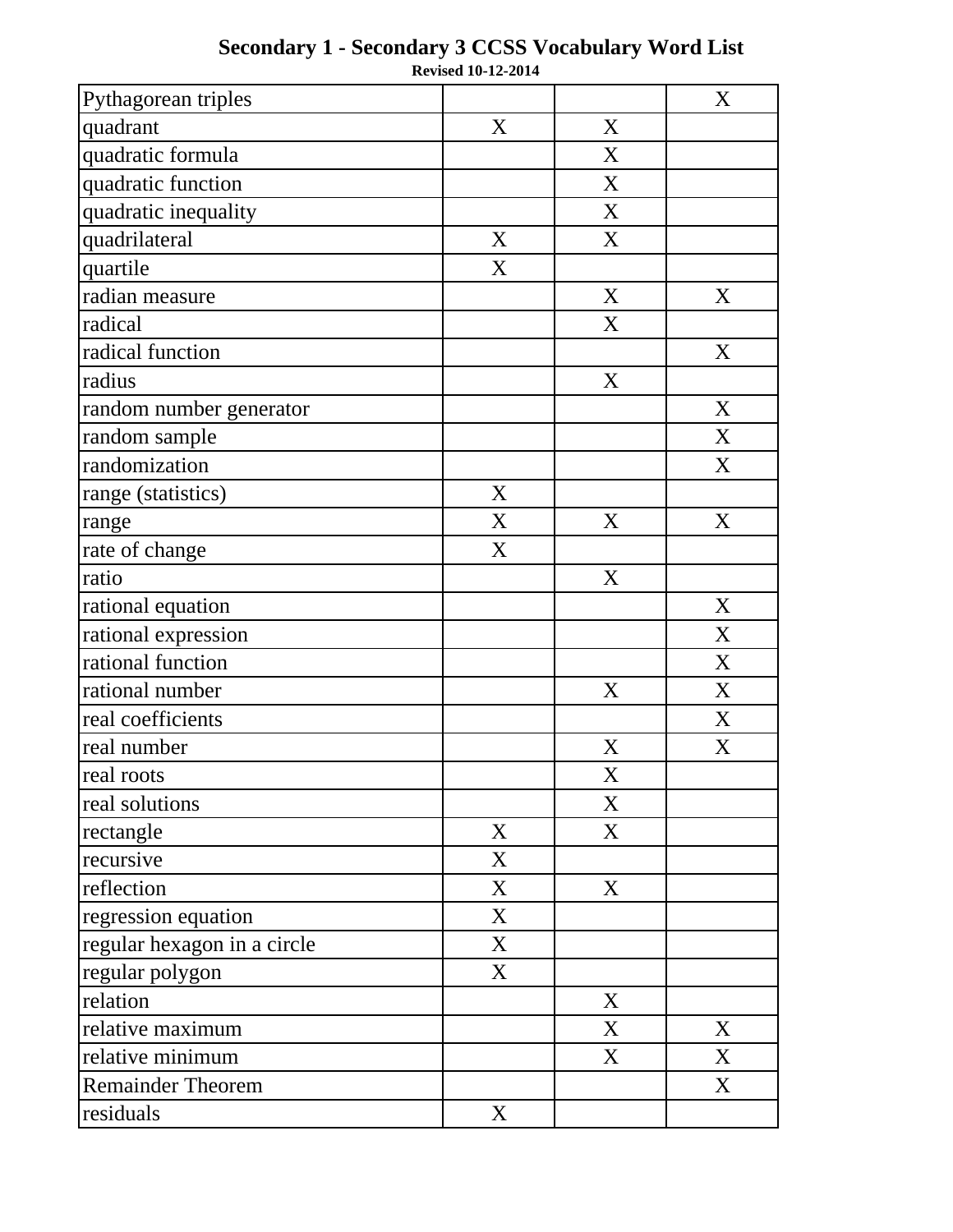# Secondary 1 - Secondary 3 CCSS Vocabulary Word List

**Revised 10-12-2014**

| | | | |
|---|---|---|---|
| Pythagorean triples | | | X |
| quadrant | X | X | |
| quadratic formula | | X | |
| quadratic function | | X | |
| quadratic inequality | | X | |
| quadrilateral | X | X | |
| quartile | X | | |
| radian measure | | X | X |
| radical | | X | |
| radical function | | | X |
| radius | | X | |
| random number generator | | | X |
| random sample | | | X |
| randomization | | | X |
| range (statistics) | X | | |
| range | X | X | X |
| rate of change | X | | |
| ratio | | X | |
| rational equation | | | X |
| rational expression | | | X |
| rational function | | | X |
| rational number | | X | X |
| real coefficients | | | X |
| real number | | X | X |
| real roots | | X | |
| real solutions | | X | |
| rectangle | X | X | |
| recursive | X | | |
| reflection | X | X | |
| regression equation | X | | |
| regular hexagon in a circle | X | | |
| regular polygon | X | | |
| relation | | X | |
| relative maximum | | X | X |
| relative minimum | | X | X |
| Remainder Theorem | | | X |
| residuals | X | | |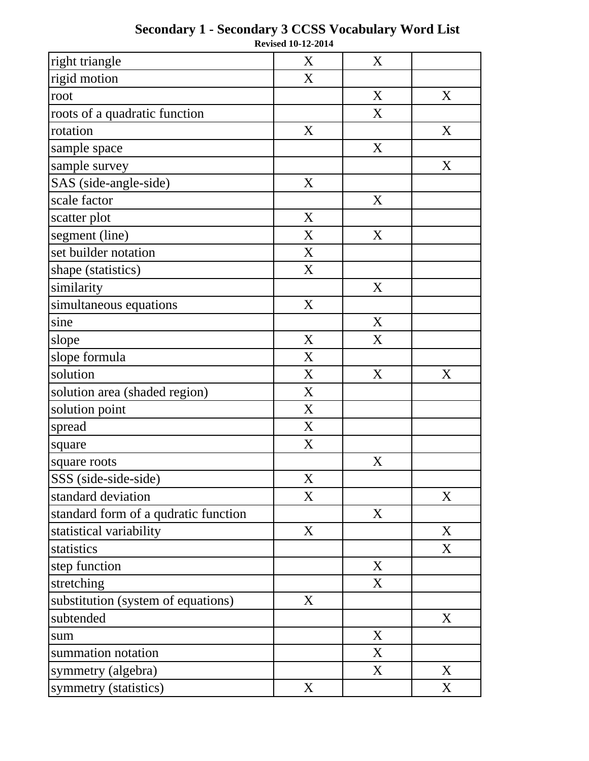## Secondary 1 - Secondary 3 CCSS Vocabulary Word List

**Revised 10-12-2014**

| | | | |
|---|---|---|---|
| right triangle | X | X | |
| rigid motion | X | | |
| root | | X | X |
| roots of a quadratic function | | X | |
| rotation | X | | X |
| sample space | | X | |
| sample survey | | | X |
| SAS (side-angle-side) | X | | |
| scale factor | | X | |
| scatter plot | X | | |
| segment (line) | X | X | |
| set builder notation | X | | |
| shape (statistics) | X | | |
| similarity | | X | |
| simultaneous equations | X | | |
| sine | | X | |
| slope | X | X | |
| slope formula | X | | |
| solution | X | X | X |
| solution area (shaded region) | X | | |
| solution point | X | | |
| spread | X | | |
| square | X | | |
| square roots | | X | |
| SSS (side-side-side) | X | | |
| standard deviation | X | | X |
| standard form of a qudratic function | | X | |
| statistical variability | X | | X |
| statistics | | | X |
| step function | | X | |
| stretching | | X | |
| substitution (system of equations) | X | | |
| subtended | | | X |
| sum | | X | |
| summation notation | | X | |
| symmetry (algebra) | | X | X |
| symmetry (statistics) | X | | X |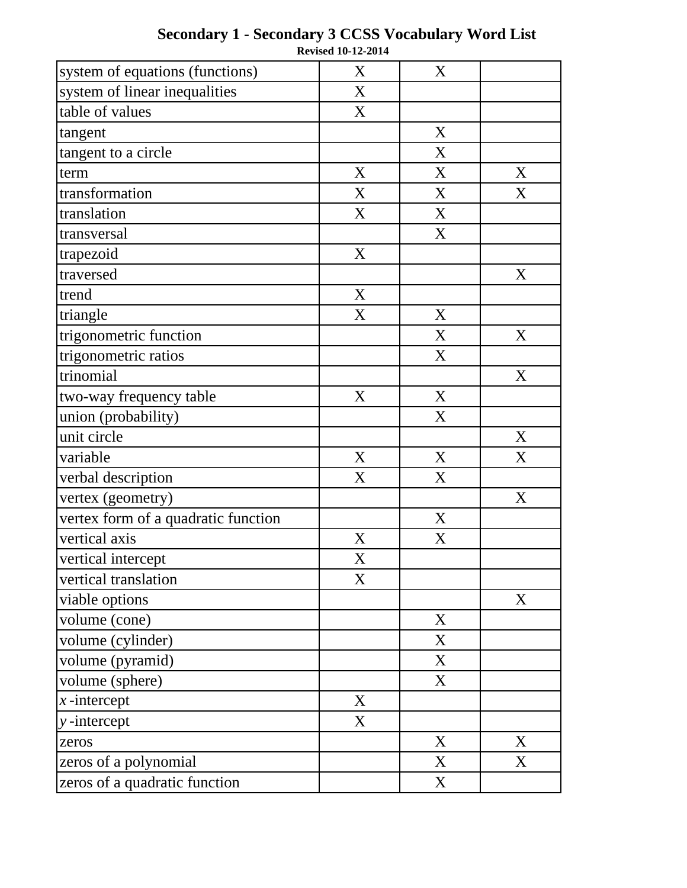**Secondary 1 - Secondary 3 CCSS Vocabulary Word List**

**Revised 10-12-2014**

| | | | |
|---|---|---|---|
| system of equations (functions) | X | X | |
| system of linear inequalities | X | | |
| table of values | X | | |
| tangent | | X | |
| tangent to a circle | | X | |
| term | X | X | X |
| transformation | X | X | X |
| translation | X | X | |
| transversal | | X | |
| trapezoid | X | | |
| traversed | | | X |
| trend | X | | |
| triangle | X | X | |
| trigonometric function | | X | X |
| trigonometric ratios | | X | |
| trinomial | | | X |
| two-way frequency table | X | X | |
| union (probability) | | X | |
| unit circle | | | X |
| variable | X | X | X |
| verbal description | X | X | |
| vertex (geometry) | | | X |
| vertex form of a quadratic function | | X | |
| vertical axis | X | X | |
| vertical intercept | X | | |
| vertical translation | X | | |
| viable options | | | X |
| volume (cone) | | X | |
| volume (cylinder) | | X | |
| volume (pyramid) | | X | |
| volume (sphere) | | X | |
| $x$-intercept | X | | |
| $y$-intercept | X | | |
| zeros | | X | X |
| zeros of a polynomial | | X | X |
| zeros of a quadratic function | | X | |